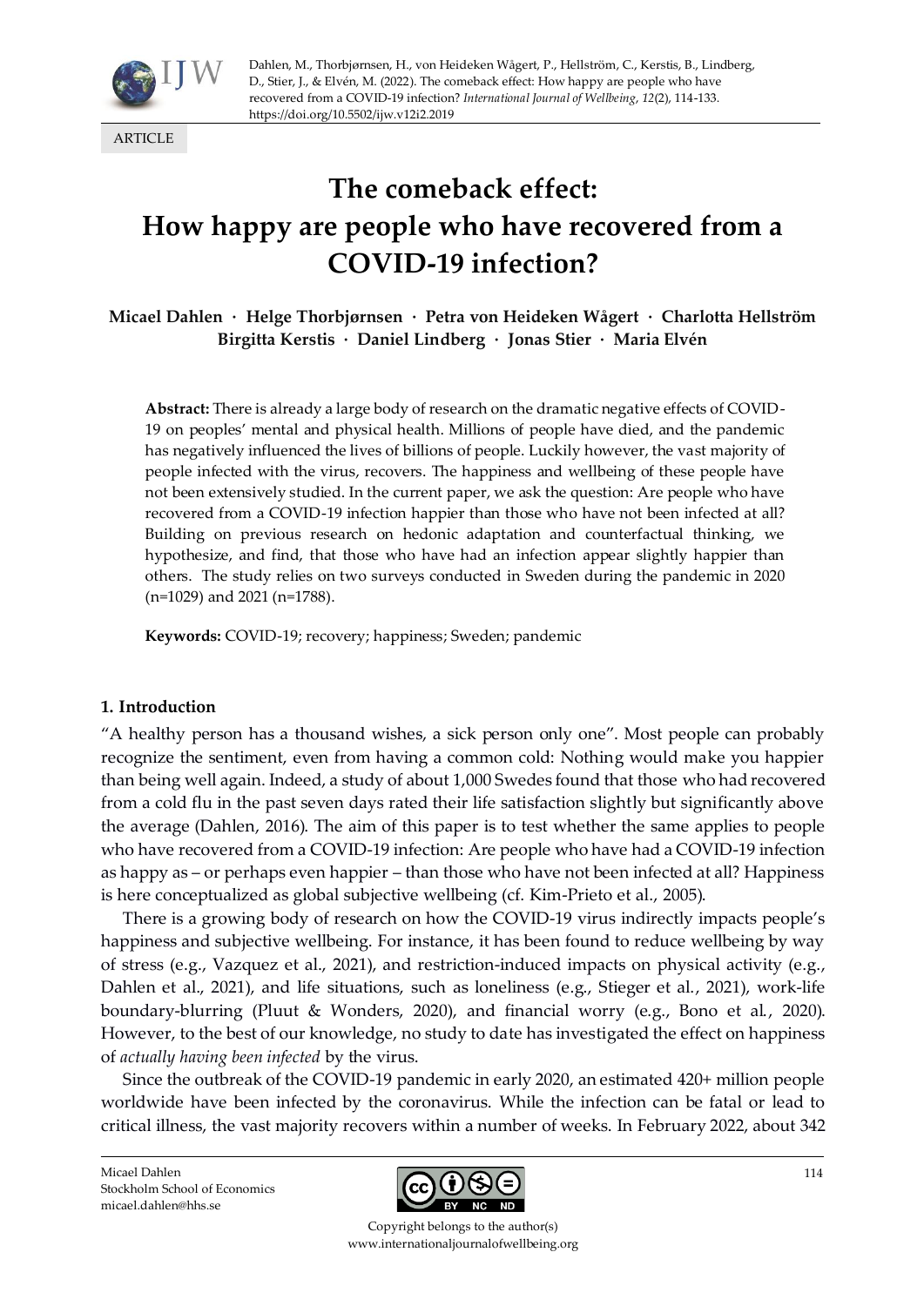Dahlen, M., Thorbjørnsen, H., von Heideken Wågert, P., Hellström, C., Kerstis, B., Lindberg, D., Stier, J., & Elvén, M. (2022). The comeback effect: How happy are people who have recovered from a COVID-19 infection? *International Journal of Wellbeing*, *12*(2), 114-133. https://doi.org/10.5502/ijw.v12i2.2019

ARTICLE

# The comeback effect: How happy are people who have recovered from a COVID-19 infection?

**Micael Dahlen · Helge Thorbjørnsen · Petra von Heideken Wågert · Charlotta Hellström Birgitta Kerstis · Daniel Lindberg · Jonas Stier · Maria Elvén**

**Abstract:** There is already a large body of research on the dramatic negative effects of COVID-19 on peoples' mental and physical health. Millions of people have died, and the pandemic has negatively influenced the lives of billions of people. Luckily however, the vast majority of people infected with the virus, recovers. The happiness and wellbeing of these people have not been extensively studied. In the current paper, we ask the question: Are people who have recovered from a COVID-19 infection happier than those who have not been infected at all? Building on previous research on hedonic adaptation and counterfactual thinking, we hypothesize, and find, that those who have had an infection appear slightly happier than others. The study relies on two surveys conducted in Sweden during the pandemic in 2020 (n=1029) and 2021 (n=1788).

**Keywords:** COVID-19; recovery; happiness; Sweden; pandemic

## 1. Introduction

"A healthy person has a thousand wishes, a sick person only one". Most people can probably recognize the sentiment, even from having a common cold: Nothing would make you happier than being well again. Indeed, a study of about 1,000 Swedes found that those who had recovered from a cold flu in the past seven days rated their life satisfaction slightly but significantly above the average (Dahlen, 2016). The aim of this paper is to test whether the same applies to people who have recovered from a COVID-19 infection: Are people who have had a COVID-19 infection as happy as – or perhaps even happier – than those who have not been infected at all? Happiness is here conceptualized as global subjective wellbeing (cf. Kim-Prieto et al., 2005).

There is a growing body of research on how the COVID-19 virus indirectly impacts people's happiness and subjective wellbeing. For instance, it has been found to reduce wellbeing by way of stress (e.g., Vazquez et al., 2021), and restriction-induced impacts on physical activity (e.g., Dahlen et al., 2021), and life situations, such as loneliness (e.g., Stieger et al., 2021), work-life boundary-blurring (Pluut & Wonders, 2020), and financial worry (e.g., Bono et al., 2020). However, to the best of our knowledge, no study to date has investigated the effect on happiness of *actually having been infected* by the virus.

Since the outbreak of the COVID-19 pandemic in early 2020, an estimated 420+ million people worldwide have been infected by the coronavirus. While the infection can be fatal or lead to critical illness, the vast majority recovers within a number of weeks. In February 2022, about 342

Micael Dahlen
Stockholm School of Economics
micael.dahlen@hhs.se

Copyright belongs to the author(s)
www.internationaljournalofwellbeing.org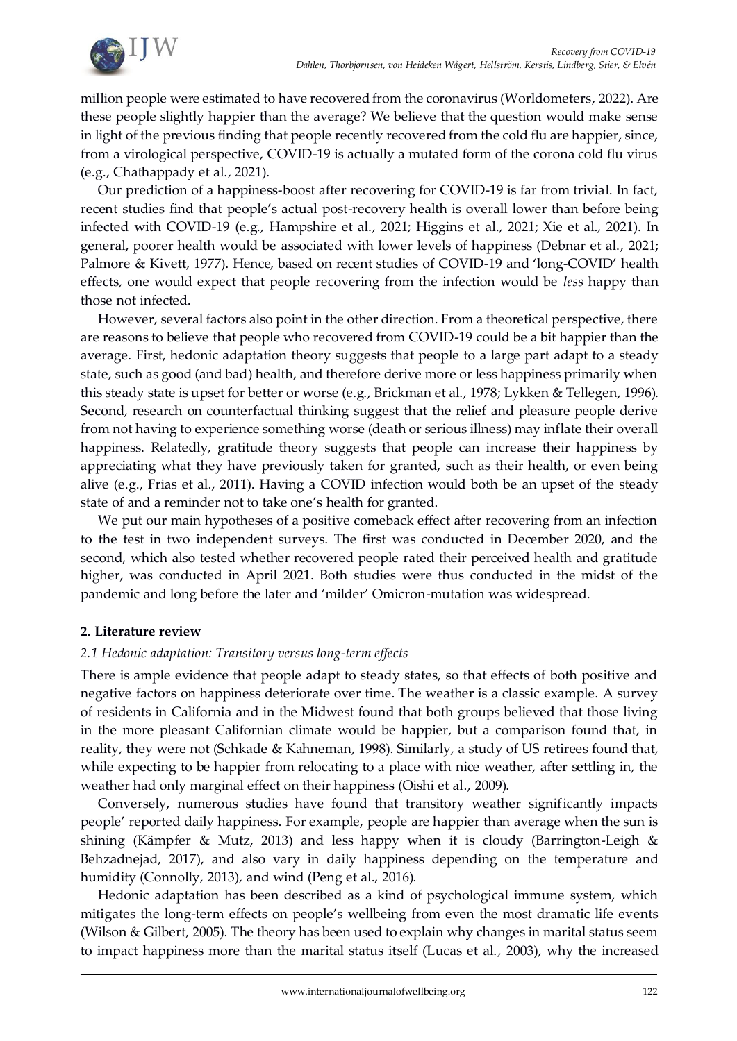million people were estimated to have recovered from the coronavirus (Worldometers, 2022). Are these people slightly happier than the average? We believe that the question would make sense in light of the previous finding that people recently recovered from the cold flu are happier, since, from a virological perspective, COVID-19 is actually a mutated form of the corona cold flu virus (e.g., Chathappady et al., 2021).

Our prediction of a happiness-boost after recovering for COVID-19 is far from trivial. In fact, recent studies find that people's actual post-recovery health is overall lower than before being infected with COVID-19 (e.g., Hampshire et al., 2021; Higgins et al., 2021; Xie et al., 2021). In general, poorer health would be associated with lower levels of happiness (Debnar et al., 2021; Palmore & Kivett, 1977). Hence, based on recent studies of COVID-19 and 'long-COVID' health effects, one would expect that people recovering from the infection would be *less* happy than those not infected.

However, several factors also point in the other direction. From a theoretical perspective, there are reasons to believe that people who recovered from COVID-19 could be a bit happier than the average. First, hedonic adaptation theory suggests that people to a large part adapt to a steady state, such as good (and bad) health, and therefore derive more or less happiness primarily when this steady state is upset for better or worse (e.g., Brickman et al., 1978; Lykken & Tellegen, 1996). Second, research on counterfactual thinking suggest that the relief and pleasure people derive from not having to experience something worse (death or serious illness) may inflate their overall happiness. Relatedly, gratitude theory suggests that people can increase their happiness by appreciating what they have previously taken for granted, such as their health, or even being alive (e.g., Frias et al., 2011). Having a COVID infection would both be an upset of the steady state of and a reminder not to take one's health for granted.

We put our main hypotheses of a positive comeback effect after recovering from an infection to the test in two independent surveys. The first was conducted in December 2020, and the second, which also tested whether recovered people rated their perceived health and gratitude higher, was conducted in April 2021. Both studies were thus conducted in the midst of the pandemic and long before the later and 'milder' Omicron-mutation was widespread.

## 2. Literature review

### *2.1 Hedonic adaptation: Transitory versus long-term effects*

There is ample evidence that people adapt to steady states, so that effects of both positive and negative factors on happiness deteriorate over time. The weather is a classic example. A survey of residents in California and in the Midwest found that both groups believed that those living in the more pleasant Californian climate would be happier, but a comparison found that, in reality, they were not (Schkade & Kahneman, 1998). Similarly, a study of US retirees found that, while expecting to be happier from relocating to a place with nice weather, after settling in, the weather had only marginal effect on their happiness (Oishi et al., 2009).

Conversely, numerous studies have found that transitory weather significantly impacts people' reported daily happiness. For example, people are happier than average when the sun is shining (Kämpfer & Mutz, 2013) and less happy when it is cloudy (Barrington-Leigh & Behzadnejad, 2017), and also vary in daily happiness depending on the temperature and humidity (Connolly, 2013), and wind (Peng et al., 2016).

Hedonic adaptation has been described as a kind of psychological immune system, which mitigates the long-term effects on people's wellbeing from even the most dramatic life events (Wilson & Gilbert, 2005). The theory has been used to explain why changes in marital status seem to impact happiness more than the marital status itself (Lucas et al., 2003), why the increased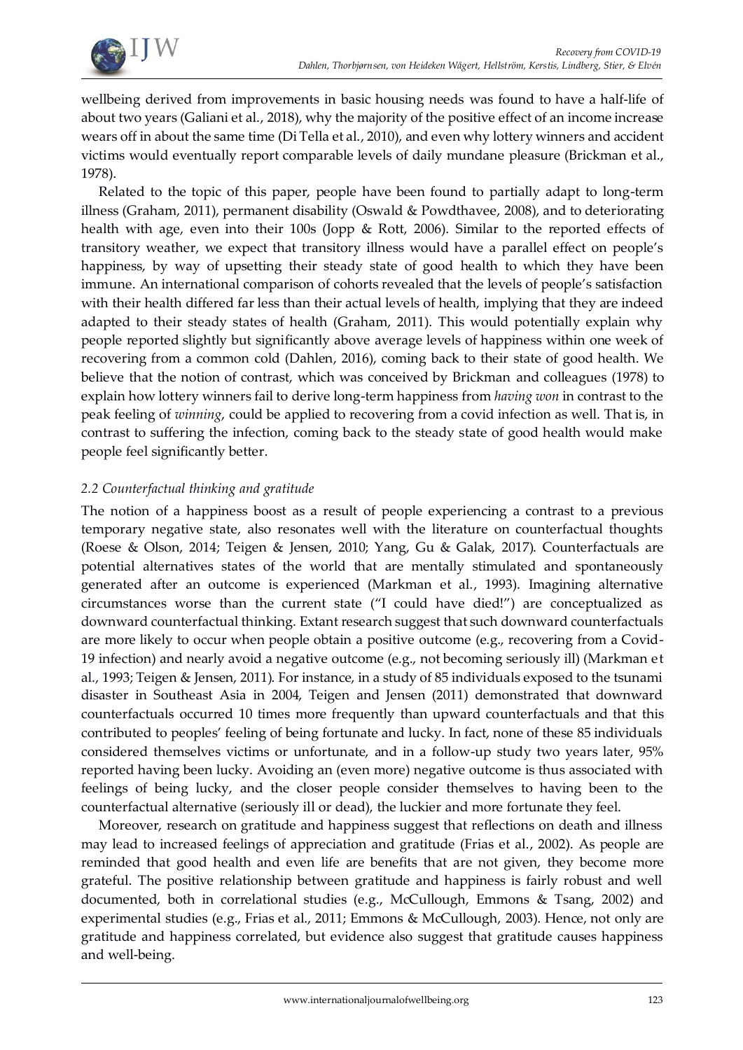wellbeing derived from improvements in basic housing needs was found to have a half-life of about two years (Galiani et al., 2018), why the majority of the positive effect of an income increase wears off in about the same time (Di Tella et al., 2010), and even why lottery winners and accident victims would eventually report comparable levels of daily mundane pleasure (Brickman et al., 1978).

Related to the topic of this paper, people have been found to partially adapt to long-term illness (Graham, 2011), permanent disability (Oswald & Powdthavee, 2008), and to deteriorating health with age, even into their 100s (Jopp & Rott, 2006). Similar to the reported effects of transitory weather, we expect that transitory illness would have a parallel effect on people's happiness, by way of upsetting their steady state of good health to which they have been immune. An international comparison of cohorts revealed that the levels of people's satisfaction with their health differed far less than their actual levels of health, implying that they are indeed adapted to their steady states of health (Graham, 2011). This would potentially explain why people reported slightly but significantly above average levels of happiness within one week of recovering from a common cold (Dahlen, 2016), coming back to their state of good health. We believe that the notion of contrast, which was conceived by Brickman and colleagues (1978) to explain how lottery winners fail to derive long-term happiness from *having won* in contrast to the peak feeling of *winning*, could be applied to recovering from a covid infection as well. That is, in contrast to suffering the infection, coming back to the steady state of good health would make people feel significantly better.

### *2.2 Counterfactual thinking and gratitude*

The notion of a happiness boost as a result of people experiencing a contrast to a previous temporary negative state, also resonates well with the literature on counterfactual thoughts (Roese & Olson, 2014; Teigen & Jensen, 2010; Yang, Gu & Galak, 2017). Counterfactuals are potential alternatives states of the world that are mentally stimulated and spontaneously generated after an outcome is experienced (Markman et al., 1993). Imagining alternative circumstances worse than the current state ("I could have died!") are conceptualized as downward counterfactual thinking. Extant research suggest that such downward counterfactuals are more likely to occur when people obtain a positive outcome (e.g., recovering from a Covid-19 infection) and nearly avoid a negative outcome (e.g., not becoming seriously ill) (Markman et al., 1993; Teigen & Jensen, 2011). For instance, in a study of 85 individuals exposed to the tsunami disaster in Southeast Asia in 2004, Teigen and Jensen (2011) demonstrated that downward counterfactuals occurred 10 times more frequently than upward counterfactuals and that this contributed to peoples' feeling of being fortunate and lucky. In fact, none of these 85 individuals considered themselves victims or unfortunate, and in a follow-up study two years later, 95% reported having been lucky. Avoiding an (even more) negative outcome is thus associated with feelings of being lucky, and the closer people consider themselves to having been to the counterfactual alternative (seriously ill or dead), the luckier and more fortunate they feel.

Moreover, research on gratitude and happiness suggest that reflections on death and illness may lead to increased feelings of appreciation and gratitude (Frias et al., 2002). As people are reminded that good health and even life are benefits that are not given, they become more grateful. The positive relationship between gratitude and happiness is fairly robust and well documented, both in correlational studies (e.g., McCullough, Emmons & Tsang, 2002) and experimental studies (e.g., Frias et al., 2011; Emmons & McCullough, 2003). Hence, not only are gratitude and happiness correlated, but evidence also suggest that gratitude causes happiness and well-being.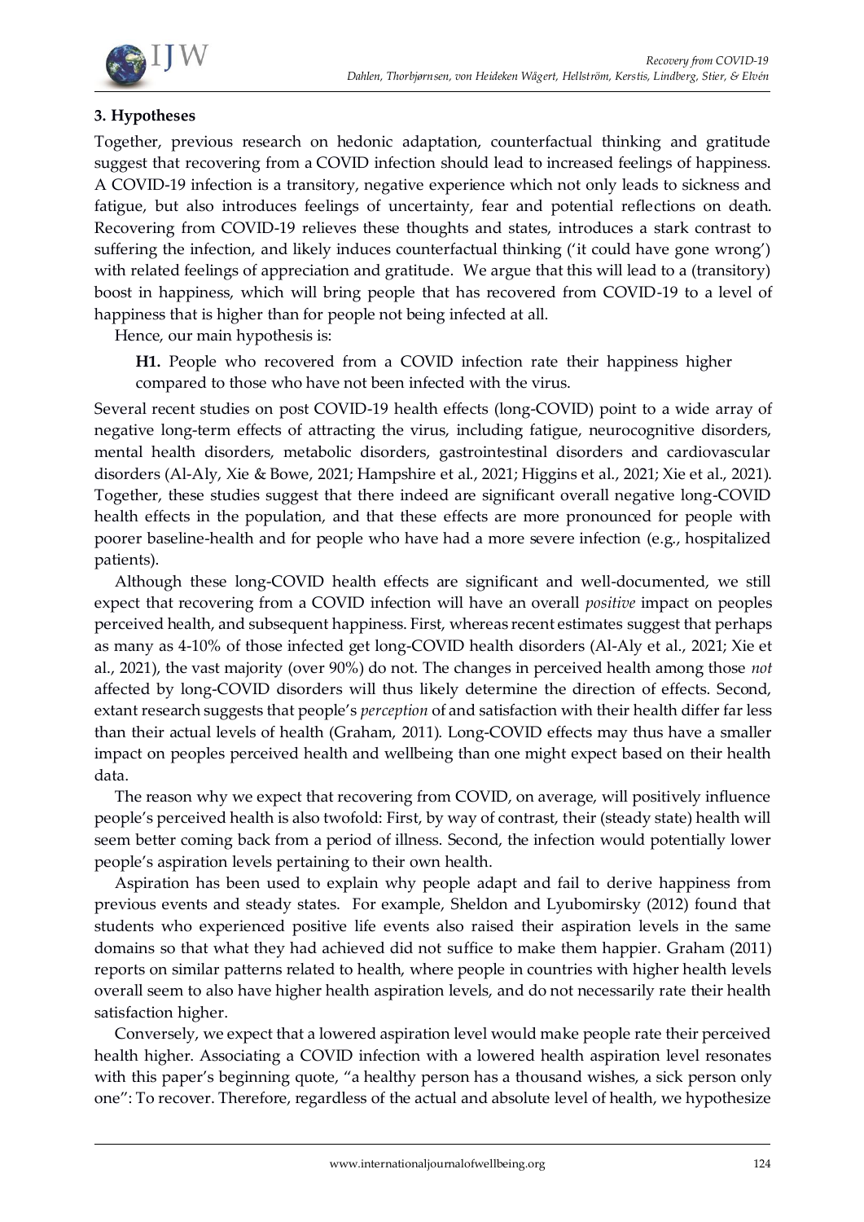## 3. Hypotheses

Together, previous research on hedonic adaptation, counterfactual thinking and gratitude suggest that recovering from a COVID infection should lead to increased feelings of happiness. A COVID-19 infection is a transitory, negative experience which not only leads to sickness and fatigue, but also introduces feelings of uncertainty, fear and potential reflections on death. Recovering from COVID-19 relieves these thoughts and states, introduces a stark contrast to suffering the infection, and likely induces counterfactual thinking ('it could have gone wrong') with related feelings of appreciation and gratitude. We argue that this will lead to a (transitory) boost in happiness, which will bring people that has recovered from COVID-19 to a level of happiness that is higher than for people not being infected at all.

Hence, our main hypothesis is:

> **H1.** People who recovered from a COVID infection rate their happiness higher compared to those who have not been infected with the virus.

Several recent studies on post COVID-19 health effects (long-COVID) point to a wide array of negative long-term effects of attracting the virus, including fatigue, neurocognitive disorders, mental health disorders, metabolic disorders, gastrointestinal disorders and cardiovascular disorders (Al-Aly, Xie & Bowe, 2021; Hampshire et al., 2021; Higgins et al., 2021; Xie et al., 2021). Together, these studies suggest that there indeed are significant overall negative long-COVID health effects in the population, and that these effects are more pronounced for people with poorer baseline-health and for people who have had a more severe infection (e.g., hospitalized patients).

Although these long-COVID health effects are significant and well-documented, we still expect that recovering from a COVID infection will have an overall *positive* impact on peoples perceived health, and subsequent happiness. First, whereas recent estimates suggest that perhaps as many as 4-10% of those infected get long-COVID health disorders (Al-Aly et al., 2021; Xie et al., 2021), the vast majority (over 90%) do not. The changes in perceived health among those *not* affected by long-COVID disorders will thus likely determine the direction of effects. Second, extant research suggests that people's *perception* of and satisfaction with their health differ far less than their actual levels of health (Graham, 2011). Long-COVID effects may thus have a smaller impact on peoples perceived health and wellbeing than one might expect based on their health data.

The reason why we expect that recovering from COVID, on average, will positively influence people's perceived health is also twofold: First, by way of contrast, their (steady state) health will seem better coming back from a period of illness. Second, the infection would potentially lower people's aspiration levels pertaining to their own health.

Aspiration has been used to explain why people adapt and fail to derive happiness from previous events and steady states. For example, Sheldon and Lyubomirsky (2012) found that students who experienced positive life events also raised their aspiration levels in the same domains so that what they had achieved did not suffice to make them happier. Graham (2011) reports on similar patterns related to health, where people in countries with higher health levels overall seem to also have higher health aspiration levels, and do not necessarily rate their health satisfaction higher.

Conversely, we expect that a lowered aspiration level would make people rate their perceived health higher. Associating a COVID infection with a lowered health aspiration level resonates with this paper's beginning quote, "a healthy person has a thousand wishes, a sick person only one": To recover. Therefore, regardless of the actual and absolute level of health, we hypothesize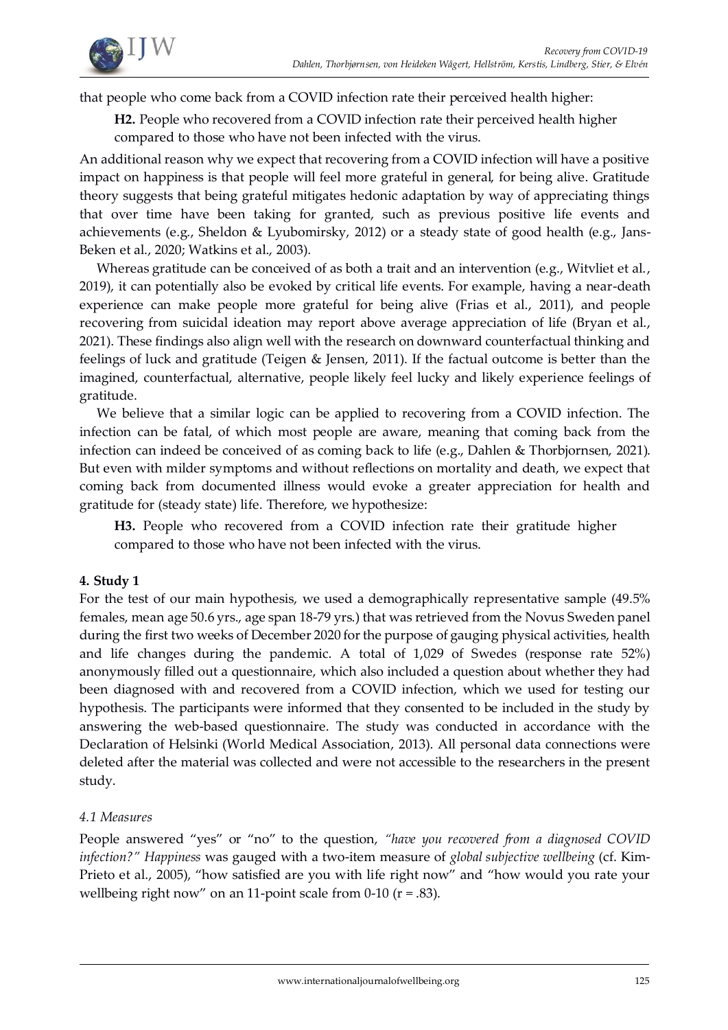that people who come back from a COVID infection rate their perceived health higher:

> **H2.** People who recovered from a COVID infection rate their perceived health higher compared to those who have not been infected with the virus.

An additional reason why we expect that recovering from a COVID infection will have a positive impact on happiness is that people will feel more grateful in general, for being alive. Gratitude theory suggests that being grateful mitigates hedonic adaptation by way of appreciating things that over time have been taking for granted, such as previous positive life events and achievements (e.g., Sheldon & Lyubomirsky, 2012) or a steady state of good health (e.g., Jans-Beken et al., 2020; Watkins et al., 2003).

Whereas gratitude can be conceived of as both a trait and an intervention (e.g., Witvliet et al., 2019), it can potentially also be evoked by critical life events. For example, having a near-death experience can make people more grateful for being alive (Frias et al., 2011), and people recovering from suicidal ideation may report above average appreciation of life (Bryan et al., 2021). These findings also align well with the research on downward counterfactual thinking and feelings of luck and gratitude (Teigen & Jensen, 2011). If the factual outcome is better than the imagined, counterfactual, alternative, people likely feel lucky and likely experience feelings of gratitude.

We believe that a similar logic can be applied to recovering from a COVID infection. The infection can be fatal, of which most people are aware, meaning that coming back from the infection can indeed be conceived of as coming back to life (e.g., Dahlen & Thorbjornsen, 2021). But even with milder symptoms and without reflections on mortality and death, we expect that coming back from documented illness would evoke a greater appreciation for health and gratitude for (steady state) life. Therefore, we hypothesize:

> **H3.** People who recovered from a COVID infection rate their gratitude higher compared to those who have not been infected with the virus.

## 4. Study 1

For the test of our main hypothesis, we used a demographically representative sample (49.5% females, mean age 50.6 yrs., age span 18-79 yrs.) that was retrieved from the Novus Sweden panel during the first two weeks of December 2020 for the purpose of gauging physical activities, health and life changes during the pandemic. A total of 1,029 of Swedes (response rate 52%) anonymously filled out a questionnaire, which also included a question about whether they had been diagnosed with and recovered from a COVID infection, which we used for testing our hypothesis. The participants were informed that they consented to be included in the study by answering the web-based questionnaire. The study was conducted in accordance with the Declaration of Helsinki (World Medical Association, 2013). All personal data connections were deleted after the material was collected and were not accessible to the researchers in the present study.

### *4.1 Measures*

People answered "yes" or "no" to the question, *"have you recovered from a diagnosed COVID infection?" Happiness* was gauged with a two-item measure of *global subjective wellbeing* (cf. Kim-Prieto et al., 2005), "how satisfied are you with life right now" and "how would you rate your wellbeing right now" on an 11-point scale from 0-10 ($r = .83$).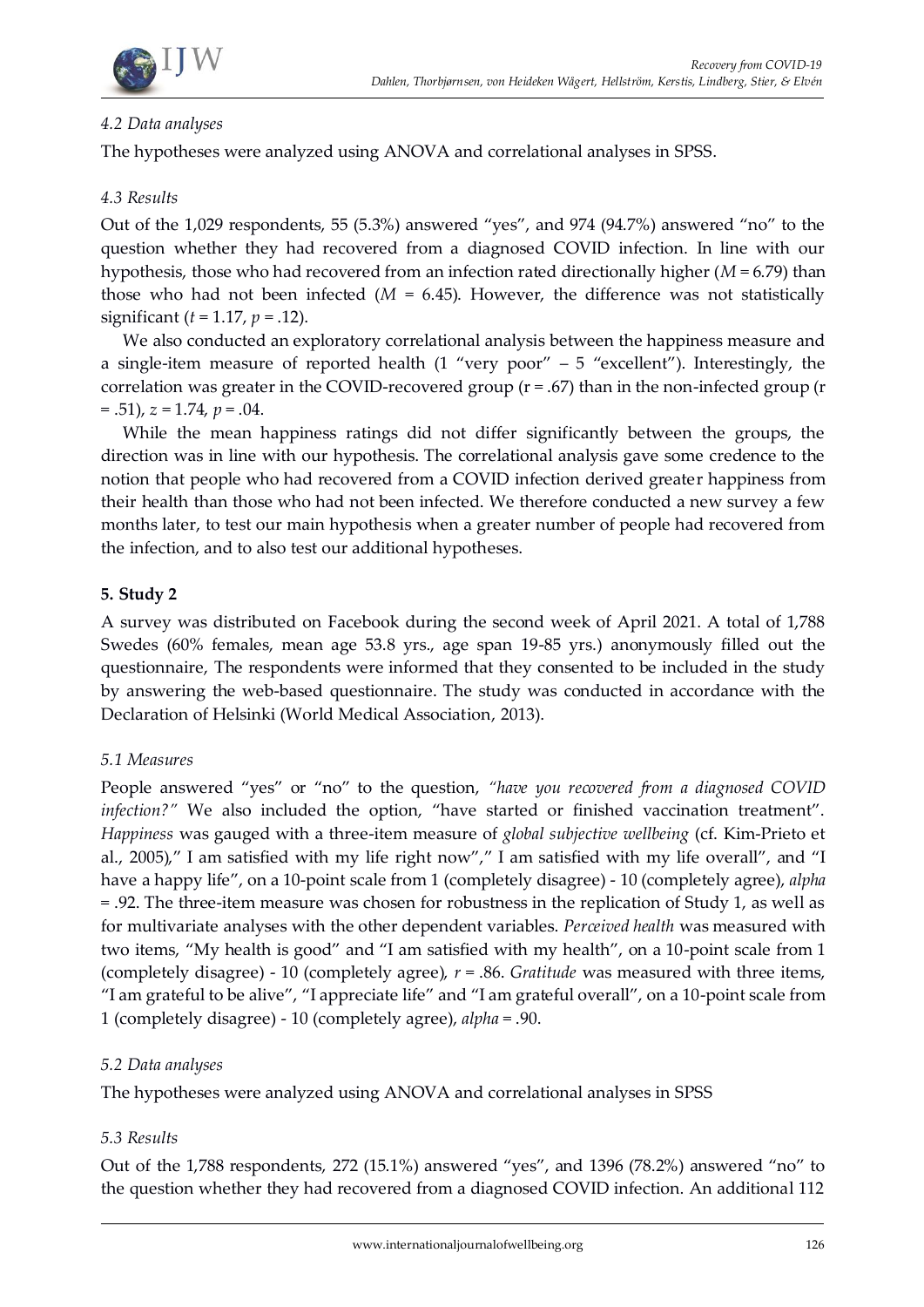### 4.2 Data analyses

The hypotheses were analyzed using ANOVA and correlational analyses in SPSS.

### 4.3 Results

Out of the 1,029 respondents, 55 (5.3%) answered "yes", and 974 (94.7%) answered "no" to the question whether they had recovered from a diagnosed COVID infection. In line with our hypothesis, those who had recovered from an infection rated directionally higher ($M = 6.79$) than those who had not been infected ($M = 6.45$). However, the difference was not statistically significant ($t = 1.17$, $p = .12$).

We also conducted an exploratory correlational analysis between the happiness measure and a single-item measure of reported health (1 "very poor" – 5 "excellent"). Interestingly, the correlation was greater in the COVID-recovered group ($r = .67$) than in the non-infected group ($r = .51$), $z = 1.74$, $p = .04$.

While the mean happiness ratings did not differ significantly between the groups, the direction was in line with our hypothesis. The correlational analysis gave some credence to the notion that people who had recovered from a COVID infection derived greater happiness from their health than those who had not been infected. We therefore conducted a new survey a few months later, to test our main hypothesis when a greater number of people had recovered from the infection, and to also test our additional hypotheses.

## 5. Study 2

A survey was distributed on Facebook during the second week of April 2021. A total of 1,788 Swedes (60% females, mean age 53.8 yrs., age span 19-85 yrs.) anonymously filled out the questionnaire, The respondents were informed that they consented to be included in the study by answering the web-based questionnaire. The study was conducted in accordance with the Declaration of Helsinki (World Medical Association, 2013).

### 5.1 Measures

People answered "yes" or "no" to the question, *"have you recovered from a diagnosed COVID infection?"* We also included the option, "have started or finished vaccination treatment". *Happiness* was gauged with a three-item measure of *global subjective wellbeing* (cf. Kim-Prieto et al., 2005)," I am satisfied with my life right now"," I am satisfied with my life overall", and "I have a happy life", on a 10-point scale from 1 (completely disagree) - 10 (completely agree), *alpha* = .92. The three-item measure was chosen for robustness in the replication of Study 1, as well as for multivariate analyses with the other dependent variables. *Perceived health* was measured with two items, "My health is good" and "I am satisfied with my health", on a 10-point scale from 1 (completely disagree) - 10 (completely agree), $r = .86$. *Gratitude* was measured with three items, "I am grateful to be alive", "I appreciate life" and "I am grateful overall", on a 10-point scale from 1 (completely disagree) - 10 (completely agree), *alpha* = .90.

### 5.2 Data analyses

The hypotheses were analyzed using ANOVA and correlational analyses in SPSS

### 5.3 Results

Out of the 1,788 respondents, 272 (15.1%) answered "yes", and 1396 (78.2%) answered "no" to the question whether they had recovered from a diagnosed COVID infection. An additional 112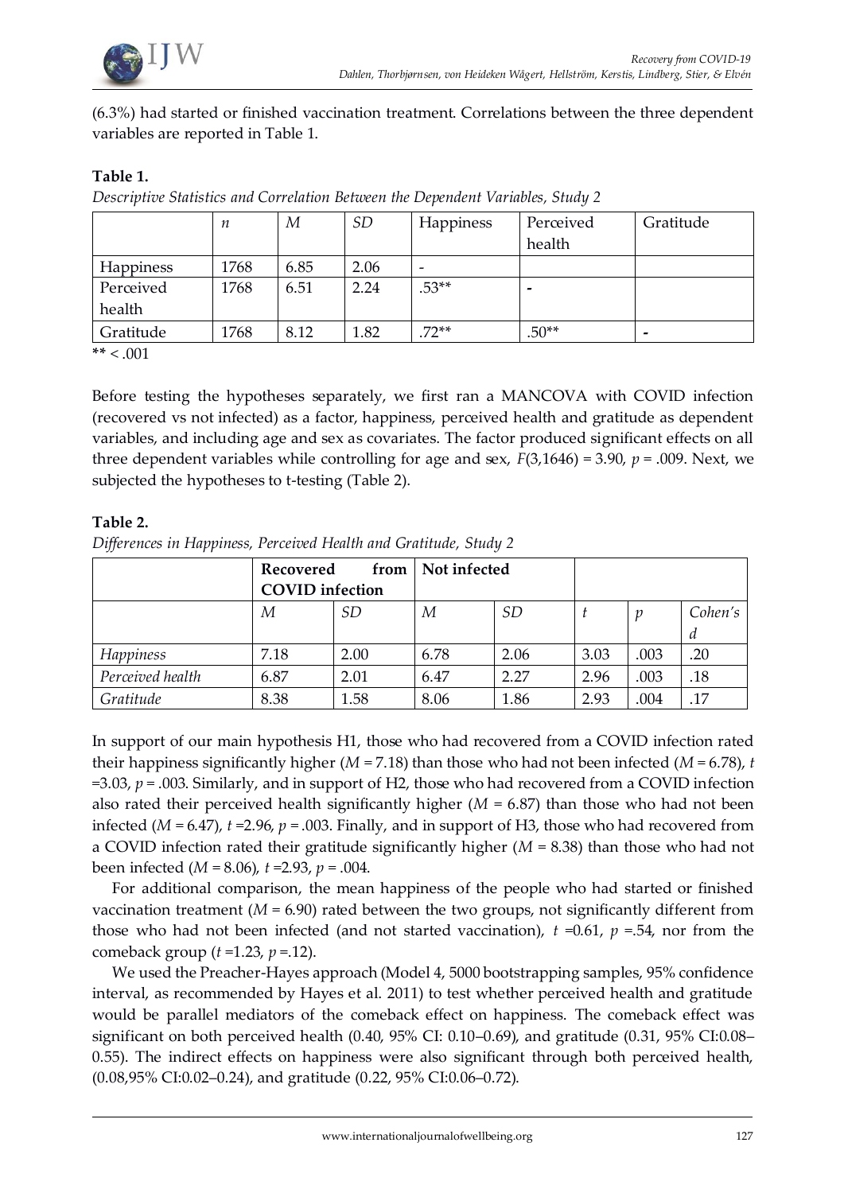(6.3%) had started or finished vaccination treatment. Correlations between the three dependent variables are reported in Table 1.

**Table 1.**

*Descriptive Statistics and Correlation Between the Dependent Variables, Study 2*

| | *n* | *M* | *SD* | Happiness | Perceived health | Gratitude |
|---|---|---|---|---|---|---|
| Happiness | 1768 | 6.85 | 2.06 | - | | |
| Perceived health | 1768 | 6.51 | 2.24 | .53** | - | |
| Gratitude | 1768 | 8.12 | 1.82 | .72** | .50** | - |

** < .001

Before testing the hypotheses separately, we first ran a MANCOVA with COVID infection (recovered vs not infected) as a factor, happiness, perceived health and gratitude as dependent variables, and including age and sex as covariates. The factor produced significant effects on all three dependent variables while controlling for age and sex, $F(3,1646) = 3.90$, $p = .009$. Next, we subjected the hypotheses to t-testing (Table 2).

**Table 2.**

*Differences in Happiness, Perceived Health and Gratitude, Study 2*

| | **Recovered from COVID infection** | | **Not infected** | | | | |
|---|---|---|---|---|---|---|---|
| | *M* | *SD* | *M* | *SD* | *t* | *p* | *Cohen's d* |
| *Happiness* | 7.18 | 2.00 | 6.78 | 2.06 | 3.03 | .003 | .20 |
| *Perceived health* | 6.87 | 2.01 | 6.47 | 2.27 | 2.96 | .003 | .18 |
| *Gratitude* | 8.38 | 1.58 | 8.06 | 1.86 | 2.93 | .004 | .17 |

In support of our main hypothesis H1, those who had recovered from a COVID infection rated their happiness significantly higher ($M = 7.18$) than those who had not been infected ($M = 6.78$), $t = 3.03$, $p = .003$. Similarly, and in support of H2, those who had recovered from a COVID infection also rated their perceived health significantly higher ($M = 6.87$) than those who had not been infected ($M = 6.47$), $t = 2.96$, $p = .003$. Finally, and in support of H3, those who had recovered from a COVID infection rated their gratitude significantly higher ($M = 8.38$) than those who had not been infected ($M = 8.06$), $t = 2.93$, $p = .004$.

For additional comparison, the mean happiness of the people who had started or finished vaccination treatment ($M = 6.90$) rated between the two groups, not significantly different from those who had not been infected (and not started vaccination), $t = 0.61$, $p = .54$, nor from the comeback group ($t = 1.23$, $p = .12$).

We used the Preacher-Hayes approach (Model 4, 5000 bootstrapping samples, 95% confidence interval, as recommended by Hayes et al. 2011) to test whether perceived health and gratitude would be parallel mediators of the comeback effect on happiness. The comeback effect was significant on both perceived health (0.40, 95% CI: 0.10–0.69), and gratitude (0.31, 95% CI:0.08–0.55). The indirect effects on happiness were also significant through both perceived health, (0.08,95% CI:0.02–0.24), and gratitude (0.22, 95% CI:0.06–0.72).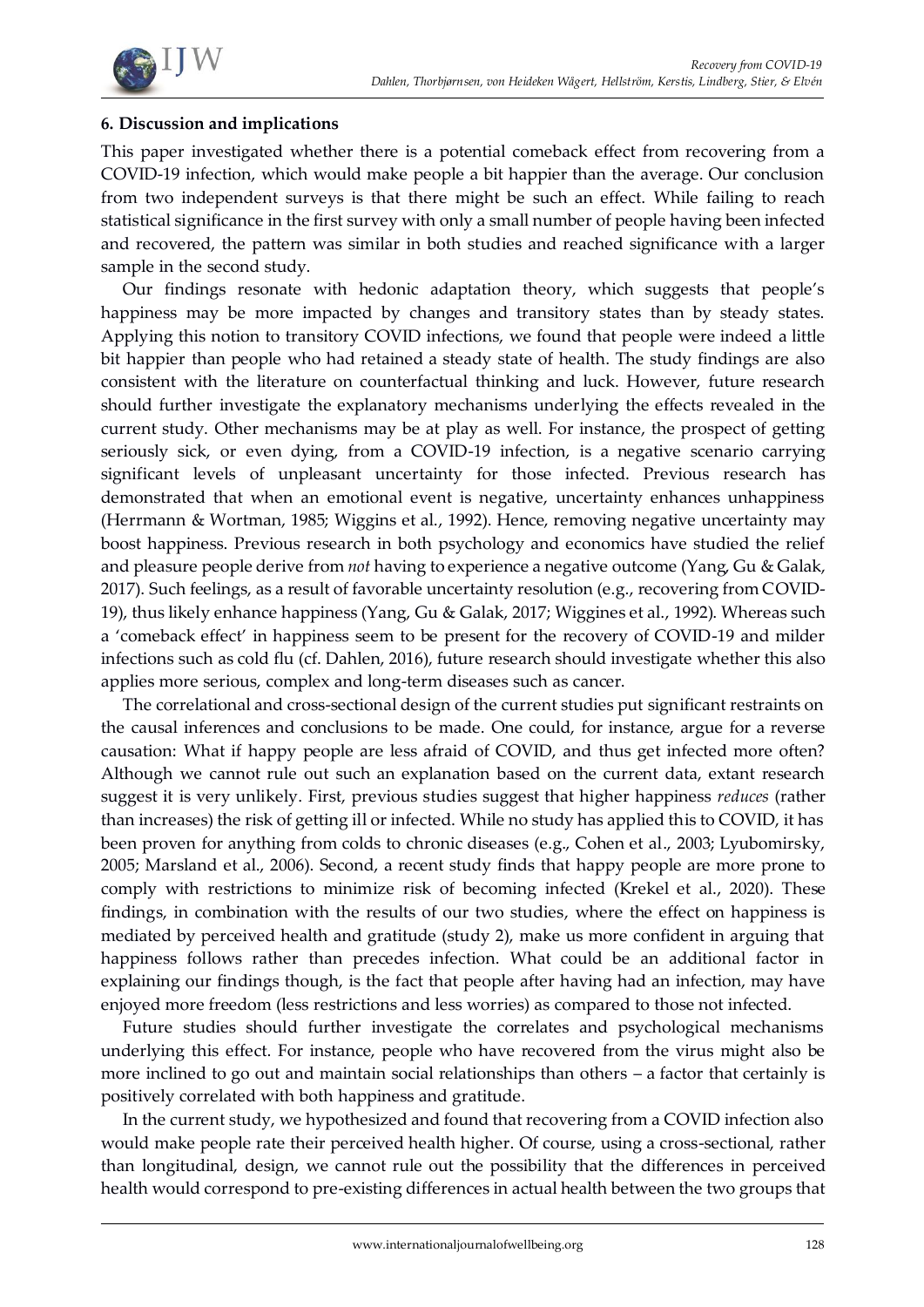### 6. Discussion and implications

This paper investigated whether there is a potential comeback effect from recovering from a COVID-19 infection, which would make people a bit happier than the average. Our conclusion from two independent surveys is that there might be such an effect. While failing to reach statistical significance in the first survey with only a small number of people having been infected and recovered, the pattern was similar in both studies and reached significance with a larger sample in the second study.

Our findings resonate with hedonic adaptation theory, which suggests that people's happiness may be more impacted by changes and transitory states than by steady states. Applying this notion to transitory COVID infections, we found that people were indeed a little bit happier than people who had retained a steady state of health. The study findings are also consistent with the literature on counterfactual thinking and luck. However, future research should further investigate the explanatory mechanisms underlying the effects revealed in the current study. Other mechanisms may be at play as well. For instance, the prospect of getting seriously sick, or even dying, from a COVID-19 infection, is a negative scenario carrying significant levels of unpleasant uncertainty for those infected. Previous research has demonstrated that when an emotional event is negative, uncertainty enhances unhappiness (Herrmann & Wortman, 1985; Wiggins et al., 1992). Hence, removing negative uncertainty may boost happiness. Previous research in both psychology and economics have studied the relief and pleasure people derive from *not* having to experience a negative outcome (Yang, Gu & Galak, 2017). Such feelings, as a result of favorable uncertainty resolution (e.g., recovering from COVID-19), thus likely enhance happiness (Yang, Gu & Galak, 2017; Wiggines et al., 1992). Whereas such a 'comeback effect' in happiness seem to be present for the recovery of COVID-19 and milder infections such as cold flu (cf. Dahlen, 2016), future research should investigate whether this also applies more serious, complex and long-term diseases such as cancer.

The correlational and cross-sectional design of the current studies put significant restraints on the causal inferences and conclusions to be made. One could, for instance, argue for a reverse causation: What if happy people are less afraid of COVID, and thus get infected more often? Although we cannot rule out such an explanation based on the current data, extant research suggest it is very unlikely. First, previous studies suggest that higher happiness *reduces* (rather than increases) the risk of getting ill or infected. While no study has applied this to COVID, it has been proven for anything from colds to chronic diseases (e.g., Cohen et al., 2003; Lyubomirsky, 2005; Marsland et al., 2006). Second, a recent study finds that happy people are more prone to comply with restrictions to minimize risk of becoming infected (Krekel et al., 2020). These findings, in combination with the results of our two studies, where the effect on happiness is mediated by perceived health and gratitude (study 2), make us more confident in arguing that happiness follows rather than precedes infection. What could be an additional factor in explaining our findings though, is the fact that people after having had an infection, may have enjoyed more freedom (less restrictions and less worries) as compared to those not infected.

Future studies should further investigate the correlates and psychological mechanisms underlying this effect. For instance, people who have recovered from the virus might also be more inclined to go out and maintain social relationships than others – a factor that certainly is positively correlated with both happiness and gratitude.

In the current study, we hypothesized and found that recovering from a COVID infection also would make people rate their perceived health higher. Of course, using a cross-sectional, rather than longitudinal, design, we cannot rule out the possibility that the differences in perceived health would correspond to pre-existing differences in actual health between the two groups that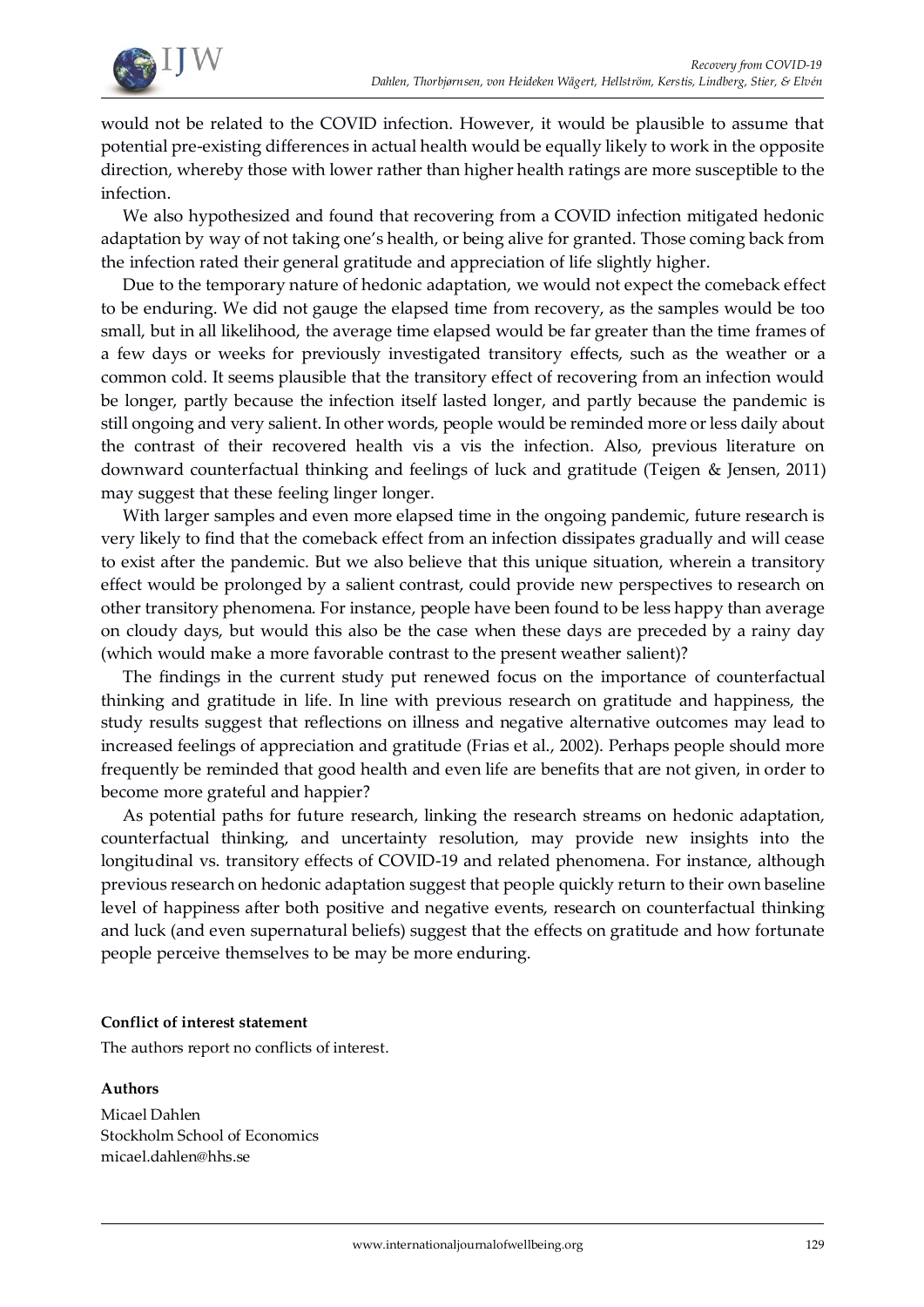would not be related to the COVID infection. However, it would be plausible to assume that potential pre-existing differences in actual health would be equally likely to work in the opposite direction, whereby those with lower rather than higher health ratings are more susceptible to the infection.

We also hypothesized and found that recovering from a COVID infection mitigated hedonic adaptation by way of not taking one's health, or being alive for granted. Those coming back from the infection rated their general gratitude and appreciation of life slightly higher.

Due to the temporary nature of hedonic adaptation, we would not expect the comeback effect to be enduring. We did not gauge the elapsed time from recovery, as the samples would be too small, but in all likelihood, the average time elapsed would be far greater than the time frames of a few days or weeks for previously investigated transitory effects, such as the weather or a common cold. It seems plausible that the transitory effect of recovering from an infection would be longer, partly because the infection itself lasted longer, and partly because the pandemic is still ongoing and very salient. In other words, people would be reminded more or less daily about the contrast of their recovered health vis a vis the infection. Also, previous literature on downward counterfactual thinking and feelings of luck and gratitude (Teigen & Jensen, 2011) may suggest that these feeling linger longer.

With larger samples and even more elapsed time in the ongoing pandemic, future research is very likely to find that the comeback effect from an infection dissipates gradually and will cease to exist after the pandemic. But we also believe that this unique situation, wherein a transitory effect would be prolonged by a salient contrast, could provide new perspectives to research on other transitory phenomena. For instance, people have been found to be less happy than average on cloudy days, but would this also be the case when these days are preceded by a rainy day (which would make a more favorable contrast to the present weather salient)?

The findings in the current study put renewed focus on the importance of counterfactual thinking and gratitude in life. In line with previous research on gratitude and happiness, the study results suggest that reflections on illness and negative alternative outcomes may lead to increased feelings of appreciation and gratitude (Frias et al., 2002). Perhaps people should more frequently be reminded that good health and even life are benefits that are not given, in order to become more grateful and happier?

As potential paths for future research, linking the research streams on hedonic adaptation, counterfactual thinking, and uncertainty resolution, may provide new insights into the longitudinal vs. transitory effects of COVID-19 and related phenomena. For instance, although previous research on hedonic adaptation suggest that people quickly return to their own baseline level of happiness after both positive and negative events, research on counterfactual thinking and luck (and even supernatural beliefs) suggest that the effects on gratitude and how fortunate people perceive themselves to be may be more enduring.

**Conflict of interest statement**

The authors report no conflicts of interest.

**Authors**

Micael Dahlen
Stockholm School of Economics
micael.dahlen@hhs.se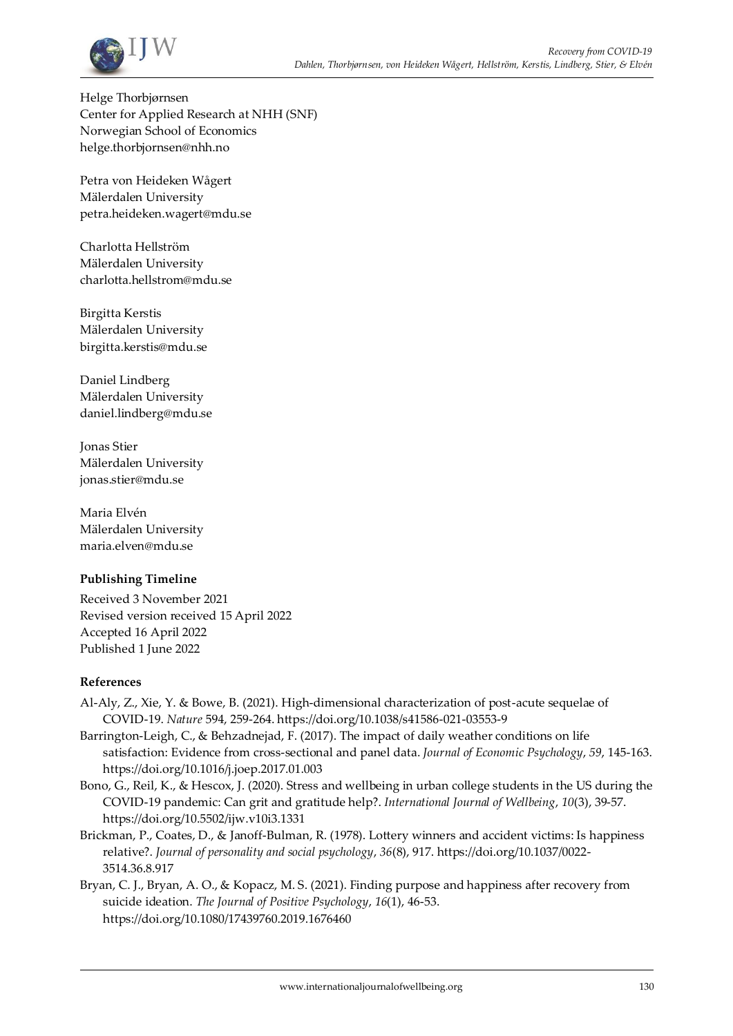Helge Thorbjørnsen
Center for Applied Research at NHH (SNF)
Norwegian School of Economics
helge.thorbjornsen@nhh.no

Petra von Heideken Wågert
Mälerdalen University
petra.heideken.wagert@mdu.se

Charlotta Hellström
Mälerdalen University
charlotta.hellstrom@mdu.se

Birgitta Kerstis
Mälerdalen University
birgitta.kerstis@mdu.se

Daniel Lindberg
Mälerdalen University
daniel.lindberg@mdu.se

Jonas Stier
Mälerdalen University
jonas.stier@mdu.se

Maria Elvén
Mälerdalen University
maria.elven@mdu.se

**Publishing Timeline**

Received 3 November 2021
Revised version received 15 April 2022
Accepted 16 April 2022
Published 1 June 2022

**References**

Al-Aly, Z., Xie, Y. & Bowe, B. (2021). High-dimensional characterization of post-acute sequelae of COVID-19. *Nature* 594, 259-264. https://doi.org/10.1038/s41586-021-03553-9

Barrington-Leigh, C., & Behzadnejad, F. (2017). The impact of daily weather conditions on life satisfaction: Evidence from cross-sectional and panel data. *Journal of Economic Psychology*, *59*, 145-163. https://doi.org/10.1016/j.joep.2017.01.003

Bono, G., Reil, K., & Hescox, J. (2020). Stress and wellbeing in urban college students in the US during the COVID-19 pandemic: Can grit and gratitude help?. *International Journal of Wellbeing*, *10*(3), 39-57. https://doi.org/10.5502/ijw.v10i3.1331

Brickman, P., Coates, D., & Janoff-Bulman, R. (1978). Lottery winners and accident victims: Is happiness relative?. *Journal of personality and social psychology*, *36*(8), 917. https://doi.org/10.1037/0022-3514.36.8.917

Bryan, C. J., Bryan, A. O., & Kopacz, M. S. (2021). Finding purpose and happiness after recovery from suicide ideation. *The Journal of Positive Psychology*, *16*(1), 46-53. https://doi.org/10.1080/17439760.2019.1676460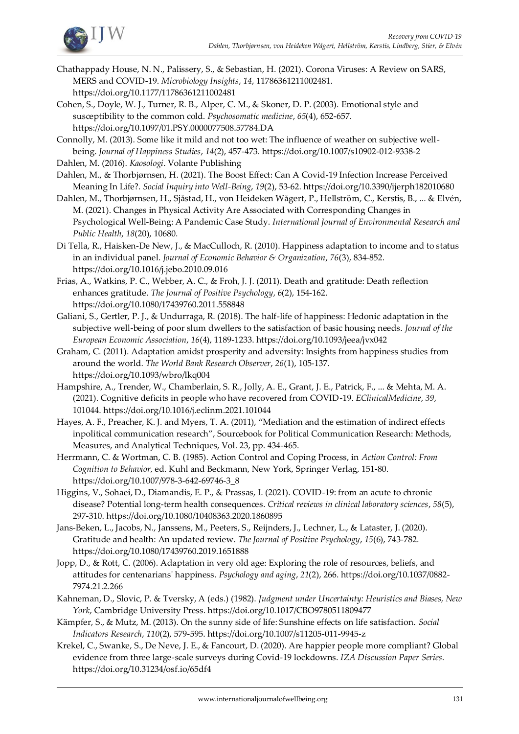Chathappady House, N. N., Palissery, S., & Sebastian, H. (2021). Corona Viruses: A Review on SARS, MERS and COVID-19. *Microbiology Insights*, *14*, 11786361211002481. https://doi.org/10.1177/11786361211002481

Cohen, S., Doyle, W. J., Turner, R. B., Alper, C. M., & Skoner, D. P. (2003). Emotional style and susceptibility to the common cold. *Psychosomatic medicine*, *65*(4), 652-657. https://doi.org/10.1097/01.PSY.0000077508.57784.DA

Connolly, M. (2013). Some like it mild and not too wet: The influence of weather on subjective well-being. *Journal of Happiness Studies*, *14*(2), 457-473. https://doi.org/10.1007/s10902-012-9338-2

Dahlen, M. (2016). *Kaosologi*. Volante Publishing

Dahlen, M., & Thorbjørnsen, H. (2021). The Boost Effect: Can A Covid-19 Infection Increase Perceived Meaning In Life?. *Social Inquiry into Well-Being*, *19*(2), 53-62. https://doi.org/10.3390/ijerph182010680

Dahlen, M., Thorbjørnsen, H., Sjåstad, H., von Heideken Wågert, P., Hellström, C., Kerstis, B., ... & Elvén, M. (2021). Changes in Physical Activity Are Associated with Corresponding Changes in Psychological Well-Being: A Pandemic Case Study. *International Journal of Environmental Research and Public Health*, *18*(20), 10680.

Di Tella, R., Haisken-De New, J., & MacCulloch, R. (2010). Happiness adaptation to income and to status in an individual panel. *Journal of Economic Behavior & Organization*, *76*(3), 834-852. https://doi.org/10.1016/j.jebo.2010.09.016

Frias, A., Watkins, P. C., Webber, A. C., & Froh, J. J. (2011). Death and gratitude: Death reflection enhances gratitude. *The Journal of Positive Psychology*, *6*(2), 154-162. https://doi.org/10.1080/17439760.2011.558848

Galiani, S., Gertler, P. J., & Undurraga, R. (2018). The half-life of happiness: Hedonic adaptation in the subjective well-being of poor slum dwellers to the satisfaction of basic housing needs. *Journal of the European Economic Association*, *16*(4), 1189-1233. https://doi.org/10.1093/jeea/jvx042

Graham, C. (2011). Adaptation amidst prosperity and adversity: Insights from happiness studies from around the world. *The World Bank Research Observer*, *26*(1), 105-137. https://doi.org/10.1093/wbro/lkq004

Hampshire, A., Trender, W., Chamberlain, S. R., Jolly, A. E., Grant, J. E., Patrick, F., ... & Mehta, M. A. (2021). Cognitive deficits in people who have recovered from COVID-19. *EClinicalMedicine*, *39*, 101044. https://doi.org/10.1016/j.eclinm.2021.101044

Hayes, A. F., Preacher, K. J. and Myers, T. A. (2011), "Mediation and the estimation of indirect effects inpolitical communication research", Sourcebook for Political Communication Research: Methods, Measures, and Analytical Techniques, Vol. 23, pp. 434-465.

Herrmann, C. & Wortman, C. B. (1985). Action Control and Coping Process, in *Action Control: From Cognition to Behavior,* ed. Kuhl and Beckmann, New York, Springer Verlag, 151-80. https://doi.org/10.1007/978-3-642-69746-3_8

Higgins, V., Sohaei, D., Diamandis, E. P., & Prassas, I. (2021). COVID-19: from an acute to chronic disease? Potential long-term health consequences. *Critical reviews in clinical laboratory sciences*, *58*(5), 297-310. https://doi.org/10.1080/10408363.2020.1860895

Jans-Beken, L., Jacobs, N., Janssens, M., Peeters, S., Reijnders, J., Lechner, L., & Lataster, J. (2020). Gratitude and health: An updated review. *The Journal of Positive Psychology*, *15*(6), 743-782. https://doi.org/10.1080/17439760.2019.1651888

Jopp, D., & Rott, C. (2006). Adaptation in very old age: Exploring the role of resources, beliefs, and attitudes for centenarians' happiness. *Psychology and aging*, *21*(2), 266. https://doi.org/10.1037/0882-7974.21.2.266

Kahneman, D., Slovic, P. & Tversky, A (eds.) (1982). *Judgment under Uncertainty: Heuristics and Biases, New York*, Cambridge University Press. https://doi.org/10.1017/CBO9780511809477

Kämpfer, S., & Mutz, M. (2013). On the sunny side of life: Sunshine effects on life satisfaction. *Social Indicators Research*, *110*(2), 579-595. https://doi.org/10.1007/s11205-011-9945-z

Krekel, C., Swanke, S., De Neve, J. E., & Fancourt, D. (2020). Are happier people more compliant? Global evidence from three large-scale surveys during Covid-19 lockdowns. *IZA Discussion Paper Series*. https://doi.org/10.31234/osf.io/65df4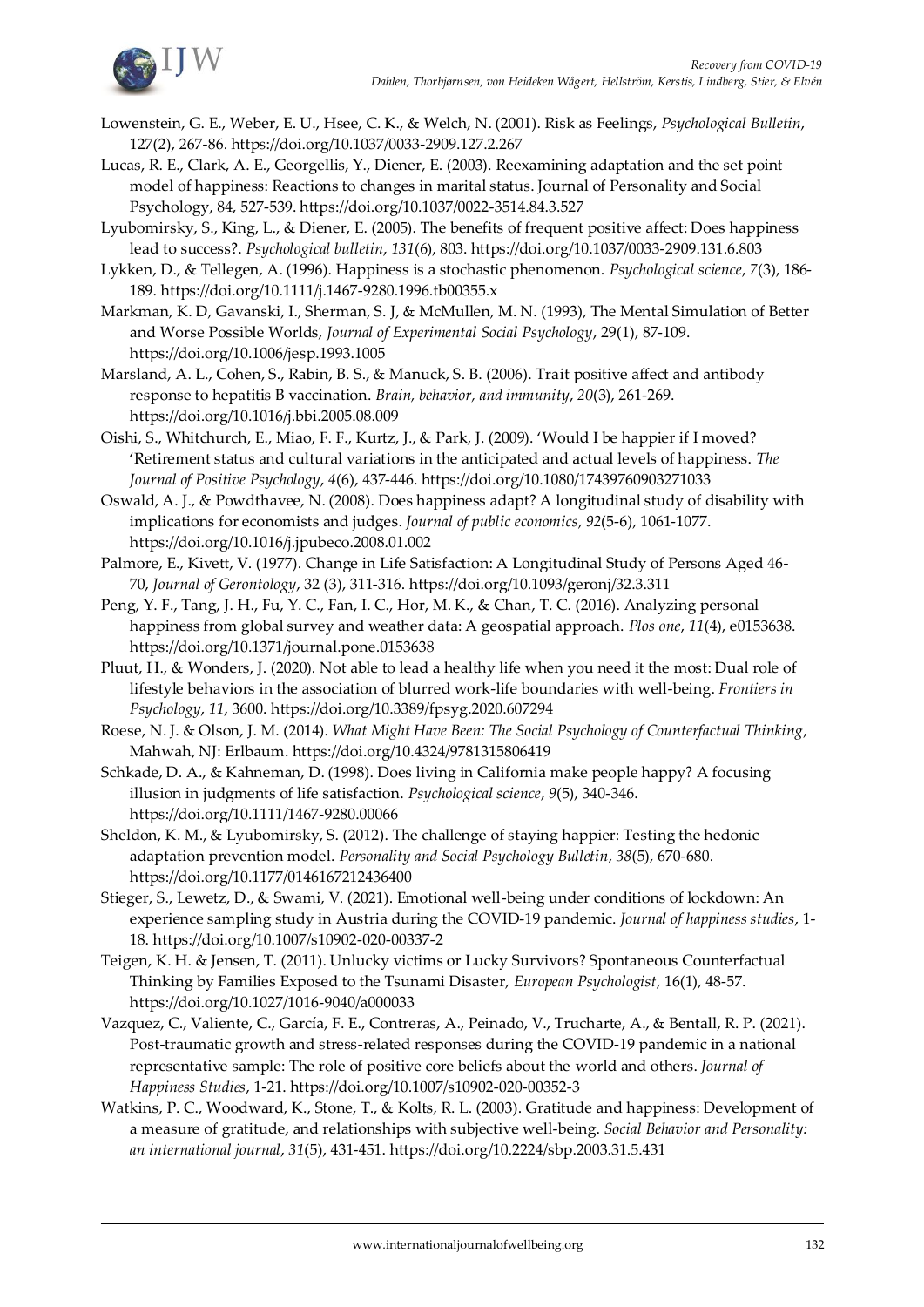Lowenstein, G. E., Weber, E. U., Hsee, C. K., & Welch, N. (2001). Risk as Feelings, *Psychological Bulletin*, 127(2), 267-86. https://doi.org/10.1037/0033-2909.127.2.267

Lucas, R. E., Clark, A. E., Georgellis, Y., Diener, E. (2003). Reexamining adaptation and the set point model of happiness: Reactions to changes in marital status. Journal of Personality and Social Psychology, 84, 527-539. https://doi.org/10.1037/0022-3514.84.3.527

Lyubomirsky, S., King, L., & Diener, E. (2005). The benefits of frequent positive affect: Does happiness lead to success?. *Psychological bulletin*, *131*(6), 803. https://doi.org/10.1037/0033-2909.131.6.803

Lykken, D., & Tellegen, A. (1996). Happiness is a stochastic phenomenon. *Psychological science*, *7*(3), 186-189. https://doi.org/10.1111/j.1467-9280.1996.tb00355.x

Markman, K. D, Gavanski, I., Sherman, S. J, & McMullen, M. N. (1993), The Mental Simulation of Better and Worse Possible Worlds, *Journal of Experimental Social Psychology*, 29(1), 87-109. https://doi.org/10.1006/jesp.1993.1005

Marsland, A. L., Cohen, S., Rabin, B. S., & Manuck, S. B. (2006). Trait positive affect and antibody response to hepatitis B vaccination. *Brain, behavior, and immunity*, *20*(3), 261-269. https://doi.org/10.1016/j.bbi.2005.08.009

Oishi, S., Whitchurch, E., Miao, F. F., Kurtz, J., & Park, J. (2009). 'Would I be happier if I moved? 'Retirement status and cultural variations in the anticipated and actual levels of happiness. *The Journal of Positive Psychology*, *4*(6), 437-446. https://doi.org/10.1080/17439760903271033

Oswald, A. J., & Powdthavee, N. (2008). Does happiness adapt? A longitudinal study of disability with implications for economists and judges. *Journal of public economics*, *92*(5-6), 1061-1077. https://doi.org/10.1016/j.jpubeco.2008.01.002

Palmore, E., Kivett, V. (1977). Change in Life Satisfaction: A Longitudinal Study of Persons Aged 46-70, *Journal of Gerontology*, 32 (3), 311-316. https://doi.org/10.1093/geronj/32.3.311

Peng, Y. F., Tang, J. H., Fu, Y. C., Fan, I. C., Hor, M. K., & Chan, T. C. (2016). Analyzing personal happiness from global survey and weather data: A geospatial approach. *Plos one*, *11*(4), e0153638. https://doi.org/10.1371/journal.pone.0153638

Pluut, H., & Wonders, J. (2020). Not able to lead a healthy life when you need it the most: Dual role of lifestyle behaviors in the association of blurred work-life boundaries with well-being. *Frontiers in Psychology*, *11*, 3600. https://doi.org/10.3389/fpsyg.2020.607294

Roese, N. J. & Olson, J. M. (2014). *What Might Have Been: The Social Psychology of Counterfactual Thinking*, Mahwah, NJ: Erlbaum. https://doi.org/10.4324/9781315806419

Schkade, D. A., & Kahneman, D. (1998). Does living in California make people happy? A focusing illusion in judgments of life satisfaction. *Psychological science*, *9*(5), 340-346. https://doi.org/10.1111/1467-9280.00066

Sheldon, K. M., & Lyubomirsky, S. (2012). The challenge of staying happier: Testing the hedonic adaptation prevention model. *Personality and Social Psychology Bulletin*, *38*(5), 670-680. https://doi.org/10.1177/0146167212436400

Stieger, S., Lewetz, D., & Swami, V. (2021). Emotional well-being under conditions of lockdown: An experience sampling study in Austria during the COVID-19 pandemic. *Journal of happiness studies*, 1-18. https://doi.org/10.1007/s10902-020-00337-2

Teigen, K. H. & Jensen, T. (2011). Unlucky victims or Lucky Survivors? Spontaneous Counterfactual Thinking by Families Exposed to the Tsunami Disaster, *European Psychologist*, 16(1), 48-57. https://doi.org/10.1027/1016-9040/a000033

Vazquez, C., Valiente, C., García, F. E., Contreras, A., Peinado, V., Trucharte, A., & Bentall, R. P. (2021). Post-traumatic growth and stress-related responses during the COVID-19 pandemic in a national representative sample: The role of positive core beliefs about the world and others. *Journal of Happiness Studies*, 1-21. https://doi.org/10.1007/s10902-020-00352-3

Watkins, P. C., Woodward, K., Stone, T., & Kolts, R. L. (2003). Gratitude and happiness: Development of a measure of gratitude, and relationships with subjective well-being. *Social Behavior and Personality: an international journal*, *31*(5), 431-451. https://doi.org/10.2224/sbp.2003.31.5.431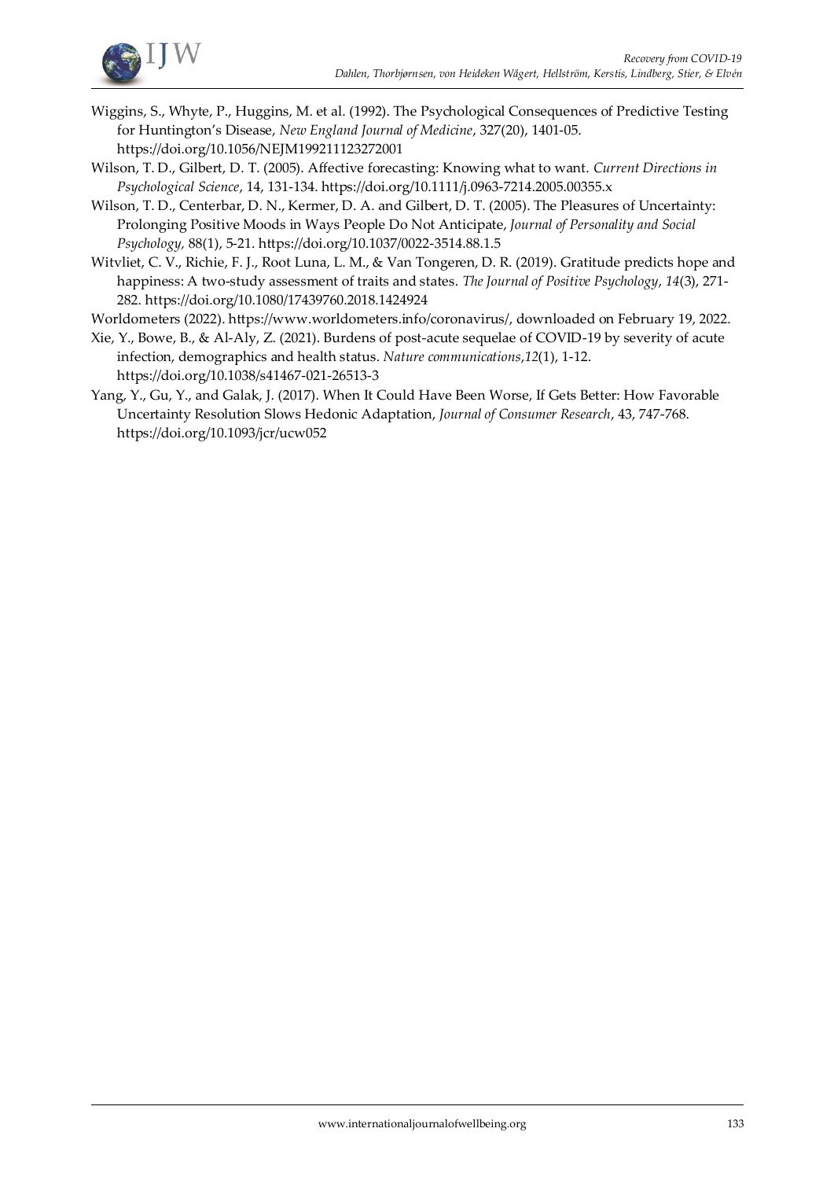Wiggins, S., Whyte, P., Huggins, M. et al. (1992). The Psychological Consequences of Predictive Testing for Huntington's Disease, *New England Journal of Medicine*, 327(20), 1401-05. https://doi.org/10.1056/NEJM199211123272001

Wilson, T. D., Gilbert, D. T. (2005). Affective forecasting: Knowing what to want. *Current Directions in Psychological Science*, 14, 131-134. https://doi.org/10.1111/j.0963-7214.2005.00355.x

Wilson, T. D., Centerbar, D. N., Kermer, D. A. and Gilbert, D. T. (2005). The Pleasures of Uncertainty: Prolonging Positive Moods in Ways People Do Not Anticipate, *Journal of Personality and Social Psychology*, 88(1), 5-21. https://doi.org/10.1037/0022-3514.88.1.5

Witvliet, C. V., Richie, F. J., Root Luna, L. M., & Van Tongeren, D. R. (2019). Gratitude predicts hope and happiness: A two-study assessment of traits and states. *The Journal of Positive Psychology*, *14*(3), 271-282. https://doi.org/10.1080/17439760.2018.1424924

Worldometers (2022). https://www.worldometers.info/coronavirus/, downloaded on February 19, 2022.

Xie, Y., Bowe, B., & Al-Aly, Z. (2021). Burdens of post-acute sequelae of COVID-19 by severity of acute infection, demographics and health status. *Nature communications*,*12*(1), 1-12. https://doi.org/10.1038/s41467-021-26513-3

Yang, Y., Gu, Y., and Galak, J. (2017). When It Could Have Been Worse, If Gets Better: How Favorable Uncertainty Resolution Slows Hedonic Adaptation, *Journal of Consumer Research*, 43, 747-768. https://doi.org/10.1093/jcr/ucw052